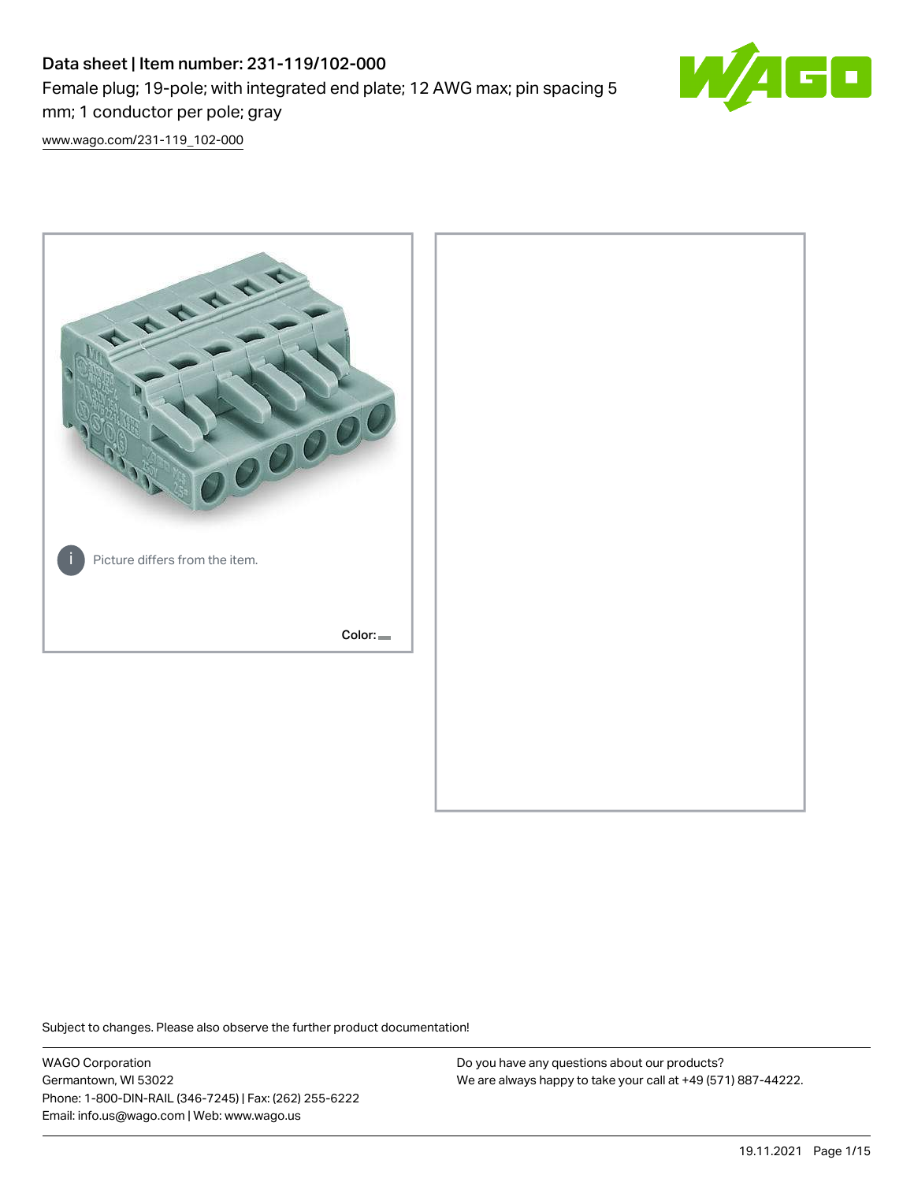# Data sheet | Item number: 231-119/102-000

Female plug; 19-pole; with integrated end plate; 12 AWG max; pin spacing 5 mm; 1 conductor per pole; gray

[www.wago.com/231-119_102-000](www.wago.com/231-119_102-000)

Picture differs from the item.

Color:

Subject to changes. Please also observe the further product documentation!

WAGO Corporation
Germantown, WI 53022
Phone: 1-800-DIN-RAIL (346-7245) | Fax: (262) 255-6222
Email: info.us@wago.com | Web: www.wago.us

Do you have any questions about our products?
We are always happy to take your call at +49 (571) 887-44222.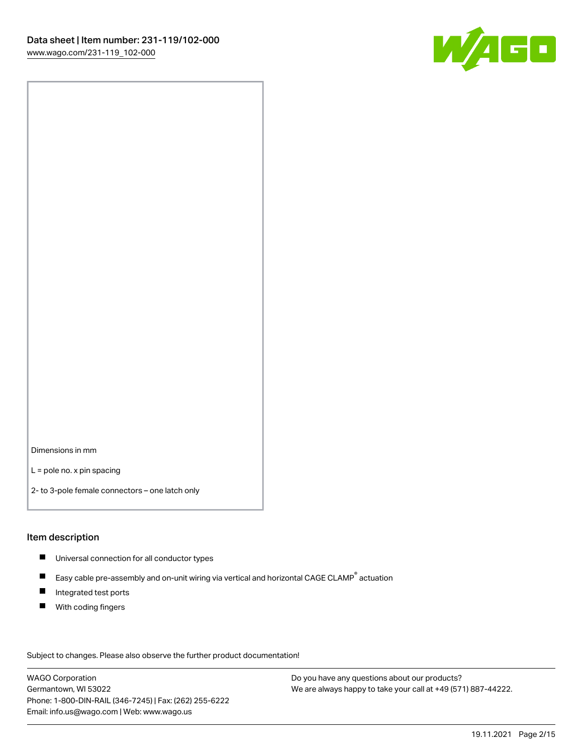Dimensions in mm

L = pole no. x pin spacing

2- to 3-pole female connectors – one latch only

## Item description

- Universal connection for all conductor types
- Easy cable pre-assembly and on-unit wiring via vertical and horizontal CAGE CLAMP® actuation
- Integrated test ports
- With coding fingers

Subject to changes. Please also observe the further product documentation!

WAGO Corporation
Germantown, WI 53022
Phone: 1-800-DIN-RAIL (346-7245) | Fax: (262) 255-6222
Email: info.us@wago.com | Web: www.wago.us

Do you have any questions about our products?
We are always happy to take your call at +49 (571) 887-44222.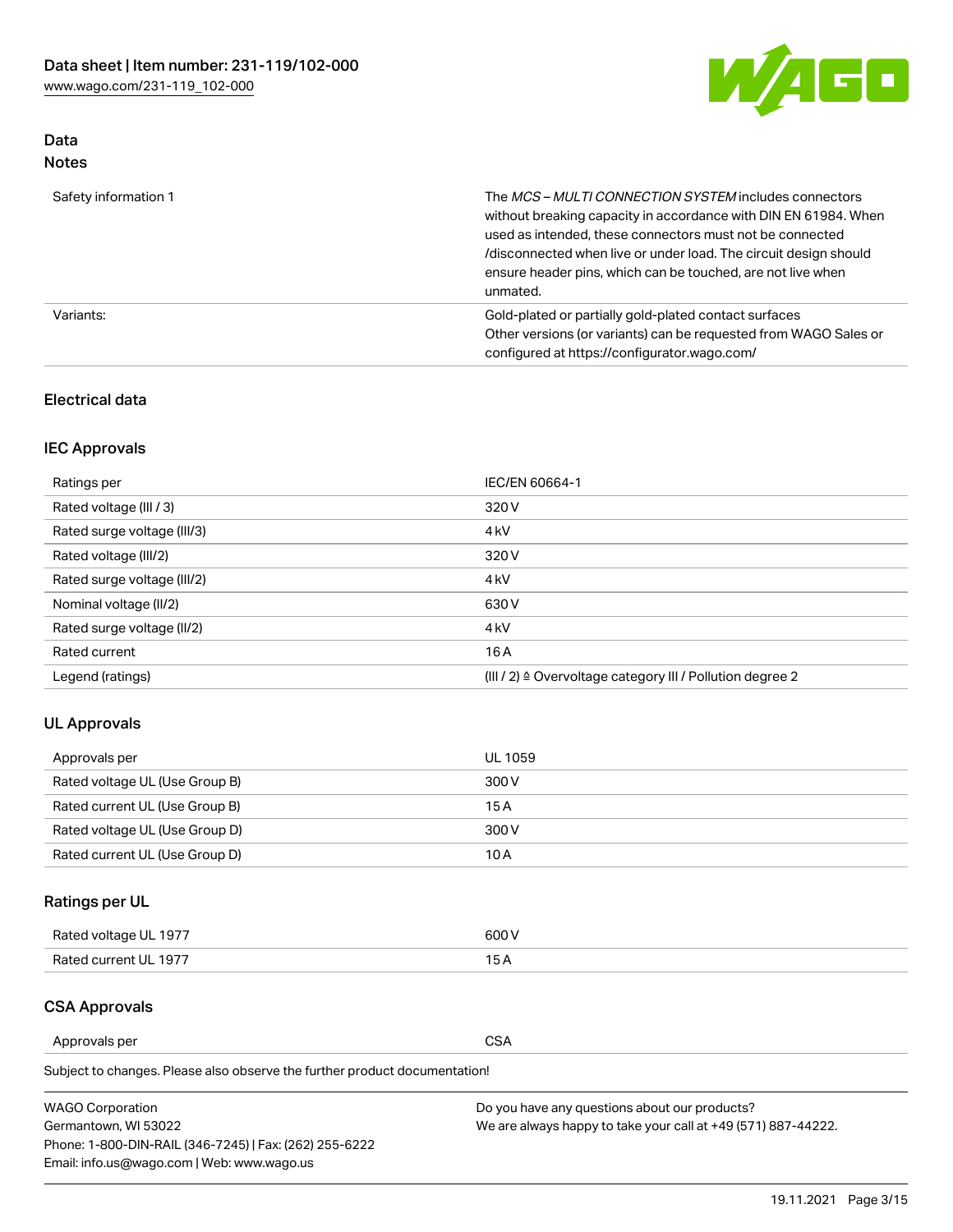## Data

### Notes

| | |
|---|---|
| Safety information 1 | The *MCS – MULTI CONNECTION SYSTEM* includes connectors without breaking capacity in accordance with DIN EN 61984. When used as intended, these connectors must not be connected /disconnected when live or under load. The circuit design should ensure header pins, which can be touched, are not live when unmated. |
| Variants: | Gold-plated or partially gold-plated contact surfaces<br>Other versions (or variants) can be requested from WAGO Sales or configured at https://configurator.wago.com/ |

## Electrical data

### IEC Approvals

| | |
|---|---|
| Ratings per | IEC/EN 60664-1 |
| Rated voltage (III / 3) | 320 V |
| Rated surge voltage (III/3) | 4 kV |
| Rated voltage (III/2) | 320 V |
| Rated surge voltage (III/2) | 4 kV |
| Nominal voltage (II/2) | 630 V |
| Rated surge voltage (II/2) | 4 kV |
| Rated current | 16 A |
| Legend (ratings) | (III / 2) ≙ Overvoltage category III / Pollution degree 2 |

### UL Approvals

| | |
|---|---|
| Approvals per | UL 1059 |
| Rated voltage UL (Use Group B) | 300 V |
| Rated current UL (Use Group B) | 15 A |
| Rated voltage UL (Use Group D) | 300 V |
| Rated current UL (Use Group D) | 10 A |

### Ratings per UL

| | |
|---|---|
| Rated voltage UL 1977 | 600 V |
| Rated current UL 1977 | 15 A |

### CSA Approvals

| | |
|---|---|
| Approvals per | CSA |

Subject to changes. Please also observe the further product documentation!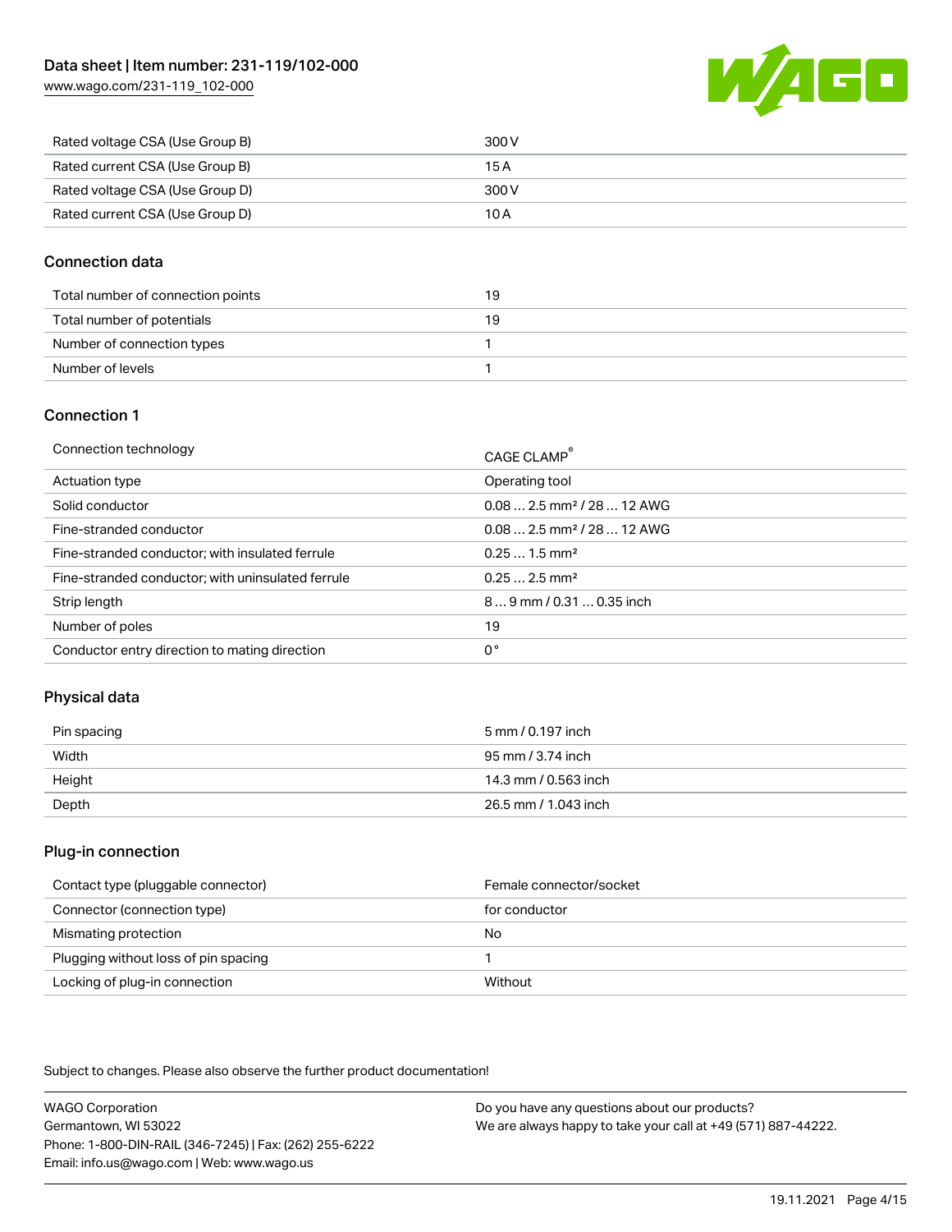| | |
|---|---|
| Rated voltage CSA (Use Group B) | 300 V |
| Rated current CSA (Use Group B) | 15 A |
| Rated voltage CSA (Use Group D) | 300 V |
| Rated current CSA (Use Group D) | 10 A |

## Connection data

| | |
|---|---|
| Total number of connection points | 19 |
| Total number of potentials | 19 |
| Number of connection types | 1 |
| Number of levels | 1 |

## Connection 1

| | |
|---|---|
| Connection technology | CAGE CLAMP® |
| Actuation type | Operating tool |
| Solid conductor | 0.08 … 2.5 mm² / 28 … 12 AWG |
| Fine-stranded conductor | 0.08 … 2.5 mm² / 28 … 12 AWG |
| Fine-stranded conductor; with insulated ferrule | 0.25 … 1.5 mm² |
| Fine-stranded conductor; with uninsulated ferrule | 0.25 … 2.5 mm² |
| Strip length | 8 … 9 mm / 0.31 … 0.35 inch |
| Number of poles | 19 |
| Conductor entry direction to mating direction | 0 ° |

## Physical data

| | |
|---|---|
| Pin spacing | 5 mm / 0.197 inch |
| Width | 95 mm / 3.74 inch |
| Height | 14.3 mm / 0.563 inch |
| Depth | 26.5 mm / 1.043 inch |

## Plug-in connection

| | |
|---|---|
| Contact type (pluggable connector) | Female connector/socket |
| Connector (connection type) | for conductor |
| Mismating protection | No |
| Plugging without loss of pin spacing | 1 |
| Locking of plug-in connection | Without |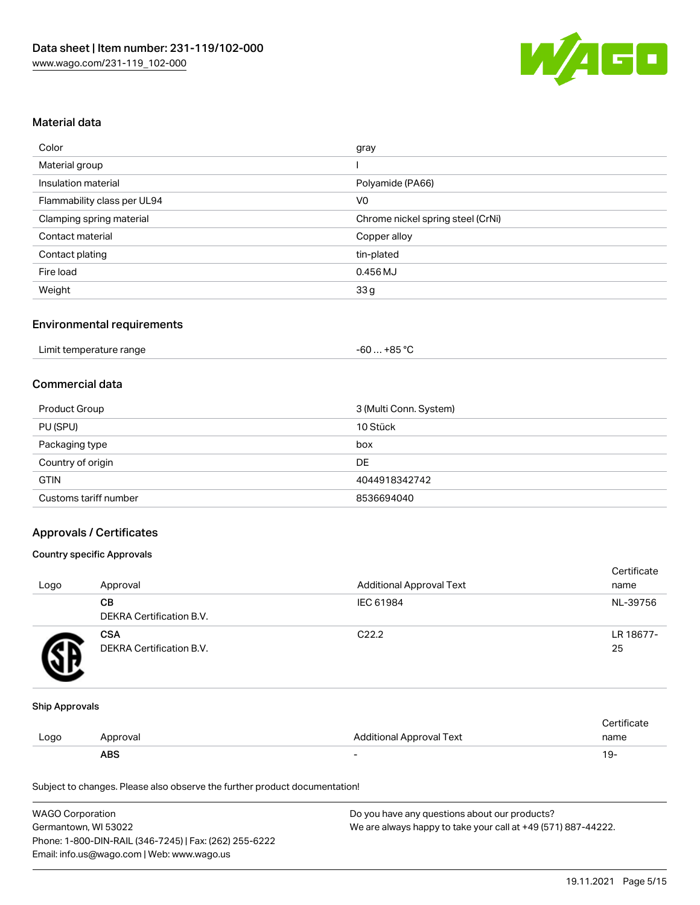## Material data

| Color | gray |
|---|---|
| Material group | I |
| Insulation material | Polyamide (PA66) |
| Flammability class per UL94 | V0 |
| Clamping spring material | Chrome nickel spring steel (CrNi) |
| Contact material | Copper alloy |
| Contact plating | tin-plated |
| Fire load | 0.456 MJ |
| Weight | 33 g |

## Environmental requirements

| Limit temperature range | -60 … +85 °C |
|---|---|

## Commercial data

| Product Group | 3 (Multi Conn. System) |
|---|---|
| PU (SPU) | 10 Stück |
| Packaging type | box |
| Country of origin | DE |
| GTIN | 4044918342742 |
| Customs tariff number | 8536694040 |

## Approvals / Certificates

### Country specific Approvals

| Logo | Approval | Additional Approval Text | Certificate name |
|---|---|---|---|
| | **CB**<br>DEKRA Certification B.V. | IEC 61984 | NL-39756 |
| | **CSA**<br>DEKRA Certification B.V. | C22.2 | LR 18677-25 |

### Ship Approvals

| Logo | Approval | Additional Approval Text | Certificate name |
|---|---|---|---|
| | **ABS** | - | 19- |

Subject to changes. Please also observe the further product documentation!

WAGO Corporation
Germantown, WI 53022
Phone: 1-800-DIN-RAIL (346-7245) | Fax: (262) 255-6222
Email: info.us@wago.com | Web: www.wago.us

Do you have any questions about our products?
We are always happy to take your call at +49 (571) 887-44222.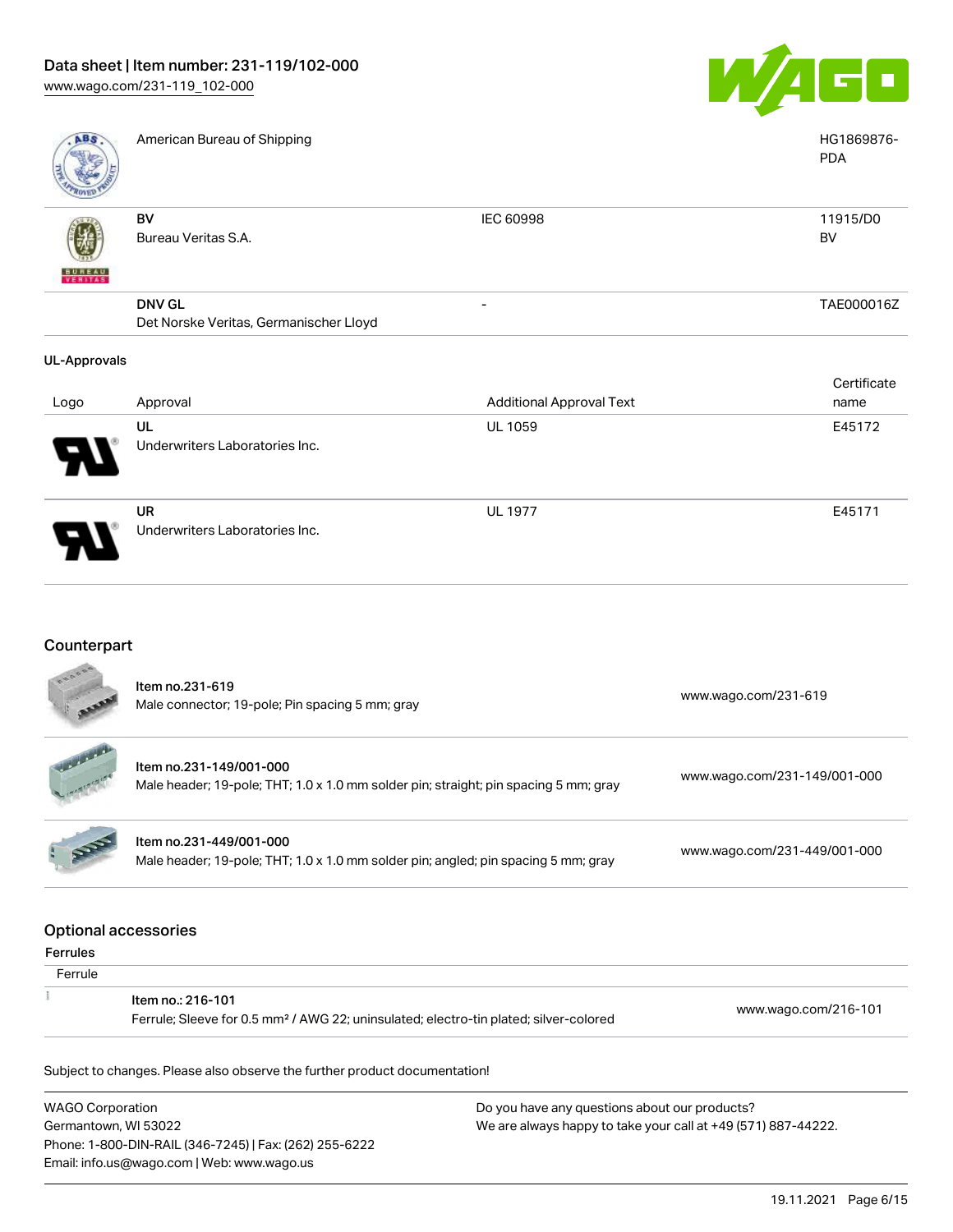| | | | |
|---|---|---|---|
| | American Bureau of Shipping | | HG1869876-PDA |
| | **BV**<br>Bureau Veritas S.A. | IEC 60998 | 11915/D0<br>BV |
| | **DNV GL**<br>Det Norske Veritas, Germanischer Lloyd | - | TAE000016Z |

**UL-Approvals**

| Logo | Approval | Additional Approval Text | Certificate name |
|---|---|---|---|
| | **UL**<br>Underwriters Laboratories Inc. | UL 1059 | E45172 |
| | **UR**<br>Underwriters Laboratories Inc. | UL 1977 | E45171 |

## Counterpart

| | | |
|---|---|---|
| | Item no.231-619<br>Male connector; 19-pole; Pin spacing 5 mm; gray | www.wago.com/231-619 |
| | Item no.231-149/001-000<br>Male header; 19-pole; THT; 1.0 x 1.0 mm solder pin; straight; pin spacing 5 mm; gray | www.wago.com/231-149/001-000 |
| | Item no.231-449/001-000<br>Male header; 19-pole; THT; 1.0 x 1.0 mm solder pin; angled; pin spacing 5 mm; gray | www.wago.com/231-449/001-000 |

## Optional accessories

**Ferrules**

| Ferrule | | |
|---|---|---|
| | Item no.: 216-101<br>Ferrule; Sleeve for 0.5 mm² / AWG 22; uninsulated; electro-tin plated; silver-colored | www.wago.com/216-101 |

Subject to changes. Please also observe the further product documentation!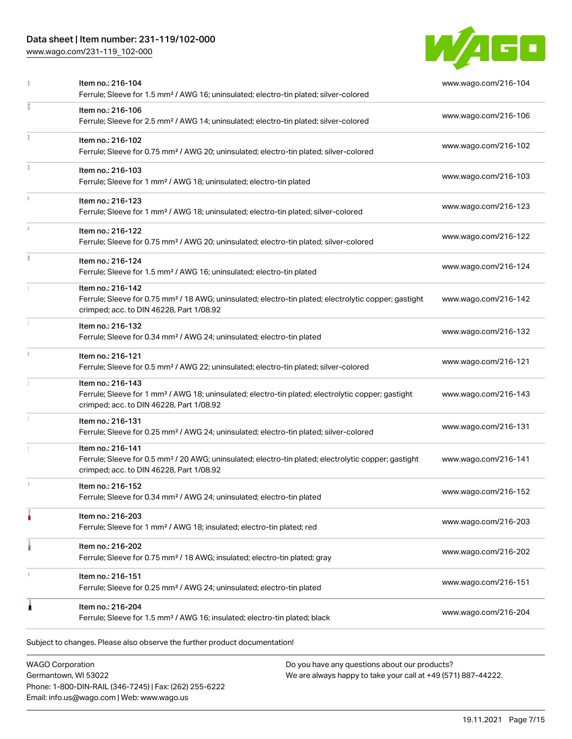| | | |
|---|---|---|
| | Item no.: 216-104<br>Ferrule; Sleeve for 1.5 mm² / AWG 16; uninsulated; electro-tin plated; silver-colored | www.wago.com/216-104 |
| | Item no.: 216-106<br>Ferrule; Sleeve for 2.5 mm² / AWG 14; uninsulated; electro-tin plated; silver-colored | www.wago.com/216-106 |
| | Item no.: 216-102<br>Ferrule; Sleeve for 0.75 mm² / AWG 20; uninsulated; electro-tin plated; silver-colored | www.wago.com/216-102 |
| | Item no.: 216-103<br>Ferrule; Sleeve for 1 mm² / AWG 18; uninsulated; electro-tin plated | www.wago.com/216-103 |
| | Item no.: 216-123<br>Ferrule; Sleeve for 1 mm² / AWG 18; uninsulated; electro-tin plated; silver-colored | www.wago.com/216-123 |
| | Item no.: 216-122<br>Ferrule; Sleeve for 0.75 mm² / AWG 20; uninsulated; electro-tin plated; silver-colored | www.wago.com/216-122 |
| | Item no.: 216-124<br>Ferrule; Sleeve for 1.5 mm² / AWG 16; uninsulated; electro-tin plated | www.wago.com/216-124 |
| | Item no.: 216-142<br>Ferrule; Sleeve for 0.75 mm² / 18 AWG; uninsulated; electro-tin plated; electrolytic copper; gastight crimped; acc. to DIN 46228, Part 1/08.92 | www.wago.com/216-142 |
| | Item no.: 216-132<br>Ferrule; Sleeve for 0.34 mm² / AWG 24; uninsulated; electro-tin plated | www.wago.com/216-132 |
| | Item no.: 216-121<br>Ferrule; Sleeve for 0.5 mm² / AWG 22; uninsulated; electro-tin plated; silver-colored | www.wago.com/216-121 |
| | Item no.: 216-143<br>Ferrule; Sleeve for 1 mm² / AWG 18; uninsulated; electro-tin plated; electrolytic copper; gastight crimped; acc. to DIN 46228, Part 1/08.92 | www.wago.com/216-143 |
| | Item no.: 216-131<br>Ferrule; Sleeve for 0.25 mm² / AWG 24; uninsulated; electro-tin plated; silver-colored | www.wago.com/216-131 |
| | Item no.: 216-141<br>Ferrule; Sleeve for 0.5 mm² / 20 AWG; uninsulated; electro-tin plated; electrolytic copper; gastight crimped; acc. to DIN 46228, Part 1/08.92 | www.wago.com/216-141 |
| | Item no.: 216-152<br>Ferrule; Sleeve for 0.34 mm² / AWG 24; uninsulated; electro-tin plated | www.wago.com/216-152 |
| | Item no.: 216-203<br>Ferrule; Sleeve for 1 mm² / AWG 18; insulated; electro-tin plated; red | www.wago.com/216-203 |
| | Item no.: 216-202<br>Ferrule; Sleeve for 0.75 mm² / 18 AWG; insulated; electro-tin plated; gray | www.wago.com/216-202 |
| | Item no.: 216-151<br>Ferrule; Sleeve for 0.25 mm² / AWG 24; uninsulated; electro-tin plated | www.wago.com/216-151 |
| | Item no.: 216-204<br>Ferrule; Sleeve for 1.5 mm² / AWG 16; insulated; electro-tin plated; black | www.wago.com/216-204 |

Subject to changes. Please also observe the further product documentation!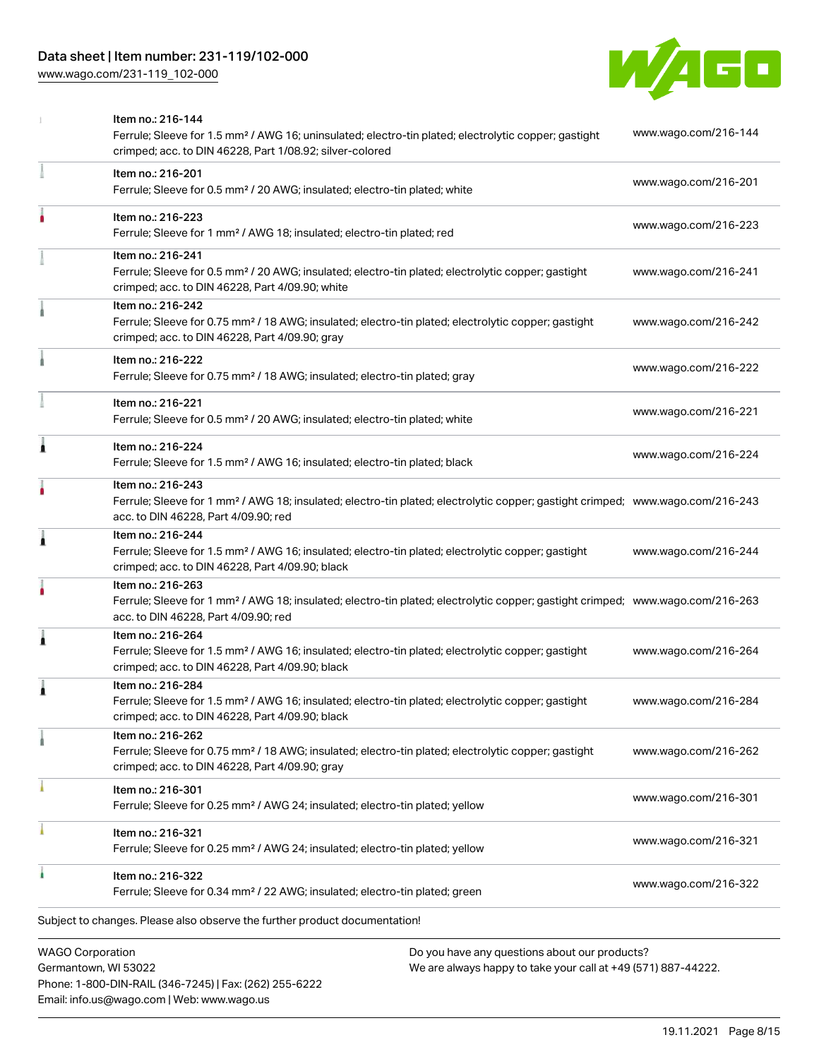| Item | Description | Link |
|---|---|---|
| Item no.: 216-144 | Ferrule; Sleeve for 1.5 mm² / AWG 16; uninsulated; electro-tin plated; electrolytic copper; gastight crimped; acc. to DIN 46228, Part 1/08.92; silver-colored | www.wago.com/216-144 |
| Item no.: 216-201 | Ferrule; Sleeve for 0.5 mm² / 20 AWG; insulated; electro-tin plated; white | www.wago.com/216-201 |
| Item no.: 216-223 | Ferrule; Sleeve for 1 mm² / AWG 18; insulated; electro-tin plated; red | www.wago.com/216-223 |
| Item no.: 216-241 | Ferrule; Sleeve for 0.5 mm² / 20 AWG; insulated; electro-tin plated; electrolytic copper; gastight crimped; acc. to DIN 46228, Part 4/09.90; white | www.wago.com/216-241 |
| Item no.: 216-242 | Ferrule; Sleeve for 0.75 mm² / 18 AWG; insulated; electro-tin plated; electrolytic copper; gastight crimped; acc. to DIN 46228, Part 4/09.90; gray | www.wago.com/216-242 |
| Item no.: 216-222 | Ferrule; Sleeve for 0.75 mm² / 18 AWG; insulated; electro-tin plated; gray | www.wago.com/216-222 |
| Item no.: 216-221 | Ferrule; Sleeve for 0.5 mm² / 20 AWG; insulated; electro-tin plated; white | www.wago.com/216-221 |
| Item no.: 216-224 | Ferrule; Sleeve for 1.5 mm² / AWG 16; insulated; electro-tin plated; black | www.wago.com/216-224 |
| Item no.: 216-243 | Ferrule; Sleeve for 1 mm² / AWG 18; insulated; electro-tin plated; electrolytic copper; gastight crimped; acc. to DIN 46228, Part 4/09.90; red | www.wago.com/216-243 |
| Item no.: 216-244 | Ferrule; Sleeve for 1.5 mm² / AWG 16; insulated; electro-tin plated; electrolytic copper; gastight crimped; acc. to DIN 46228, Part 4/09.90; black | www.wago.com/216-244 |
| Item no.: 216-263 | Ferrule; Sleeve for 1 mm² / AWG 18; insulated; electro-tin plated; electrolytic copper; gastight crimped; acc. to DIN 46228, Part 4/09.90; red | www.wago.com/216-263 |
| Item no.: 216-264 | Ferrule; Sleeve for 1.5 mm² / AWG 16; insulated; electro-tin plated; electrolytic copper; gastight crimped; acc. to DIN 46228, Part 4/09.90; black | www.wago.com/216-264 |
| Item no.: 216-284 | Ferrule; Sleeve for 1.5 mm² / AWG 16; insulated; electro-tin plated; electrolytic copper; gastight crimped; acc. to DIN 46228, Part 4/09.90; black | www.wago.com/216-284 |
| Item no.: 216-262 | Ferrule; Sleeve for 0.75 mm² / 18 AWG; insulated; electro-tin plated; electrolytic copper; gastight crimped; acc. to DIN 46228, Part 4/09.90; gray | www.wago.com/216-262 |
| Item no.: 216-301 | Ferrule; Sleeve for 0.25 mm² / AWG 24; insulated; electro-tin plated; yellow | www.wago.com/216-301 |
| Item no.: 216-321 | Ferrule; Sleeve for 0.25 mm² / AWG 24; insulated; electro-tin plated; yellow | www.wago.com/216-321 |
| Item no.: 216-322 | Ferrule; Sleeve for 0.34 mm² / 22 AWG; insulated; electro-tin plated; green | www.wago.com/216-322 |

Subject to changes. Please also observe the further product documentation!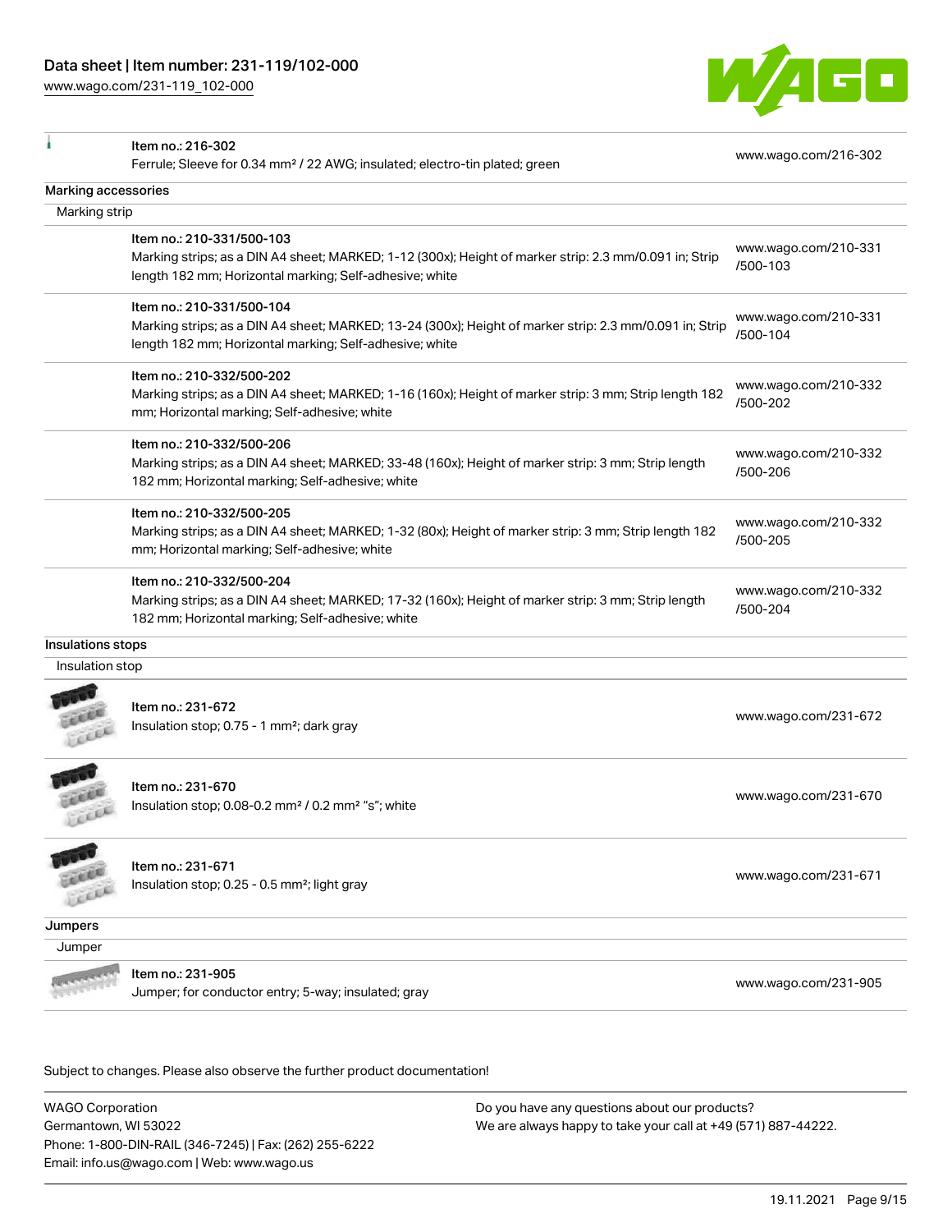| Item | Description | Link |
|---|---|---|
| Item no.: 216-302 | Ferrule; Sleeve for 0.34 mm² / 22 AWG; insulated; electro-tin plated; green | www.wago.com/216-302 |

**Marking accessories**

Marking strip

| Item | Description | Link |
|---|---|---|
| Item no.: 210-331/500-103 | Marking strips; as a DIN A4 sheet; MARKED; 1-12 (300x); Height of marker strip: 2.3 mm/0.091 in; Strip length 182 mm; Horizontal marking; Self-adhesive; white | www.wago.com/210-331/500-103 |
| Item no.: 210-331/500-104 | Marking strips; as a DIN A4 sheet; MARKED; 13-24 (300x); Height of marker strip: 2.3 mm/0.091 in; Strip length 182 mm; Horizontal marking; Self-adhesive; white | www.wago.com/210-331/500-104 |
| Item no.: 210-332/500-202 | Marking strips; as a DIN A4 sheet; MARKED; 1-16 (160x); Height of marker strip: 3 mm; Strip length 182 mm; Horizontal marking; Self-adhesive; white | www.wago.com/210-332/500-202 |
| Item no.: 210-332/500-206 | Marking strips; as a DIN A4 sheet; MARKED; 33-48 (160x); Height of marker strip: 3 mm; Strip length 182 mm; Horizontal marking; Self-adhesive; white | www.wago.com/210-332/500-206 |
| Item no.: 210-332/500-205 | Marking strips; as a DIN A4 sheet; MARKED; 1-32 (80x); Height of marker strip: 3 mm; Strip length 182 mm; Horizontal marking; Self-adhesive; white | www.wago.com/210-332/500-205 |
| Item no.: 210-332/500-204 | Marking strips; as a DIN A4 sheet; MARKED; 17-32 (160x); Height of marker strip: 3 mm; Strip length 182 mm; Horizontal marking; Self-adhesive; white | www.wago.com/210-332/500-204 |

**Insulations stops**

Insulation stop

| Item | Description | Link |
|---|---|---|
| Item no.: 231-672 | Insulation stop; 0.75 - 1 mm²; dark gray | www.wago.com/231-672 |
| Item no.: 231-670 | Insulation stop; 0.08-0.2 mm² / 0.2 mm² "s"; white | www.wago.com/231-670 |
| Item no.: 231-671 | Insulation stop; 0.25 - 0.5 mm²; light gray | www.wago.com/231-671 |

**Jumpers**

Jumper

| Item | Description | Link |
|---|---|---|
| Item no.: 231-905 | Jumper; for conductor entry; 5-way; insulated; gray | www.wago.com/231-905 |

Subject to changes. Please also observe the further product documentation!

WAGO Corporation
Germantown, WI 53022
Phone: 1-800-DIN-RAIL (346-7245) | Fax: (262) 255-6222
Email: info.us@wago.com | Web: www.wago.us

Do you have any questions about our products?
We are always happy to take your call at +49 (571) 887-44222.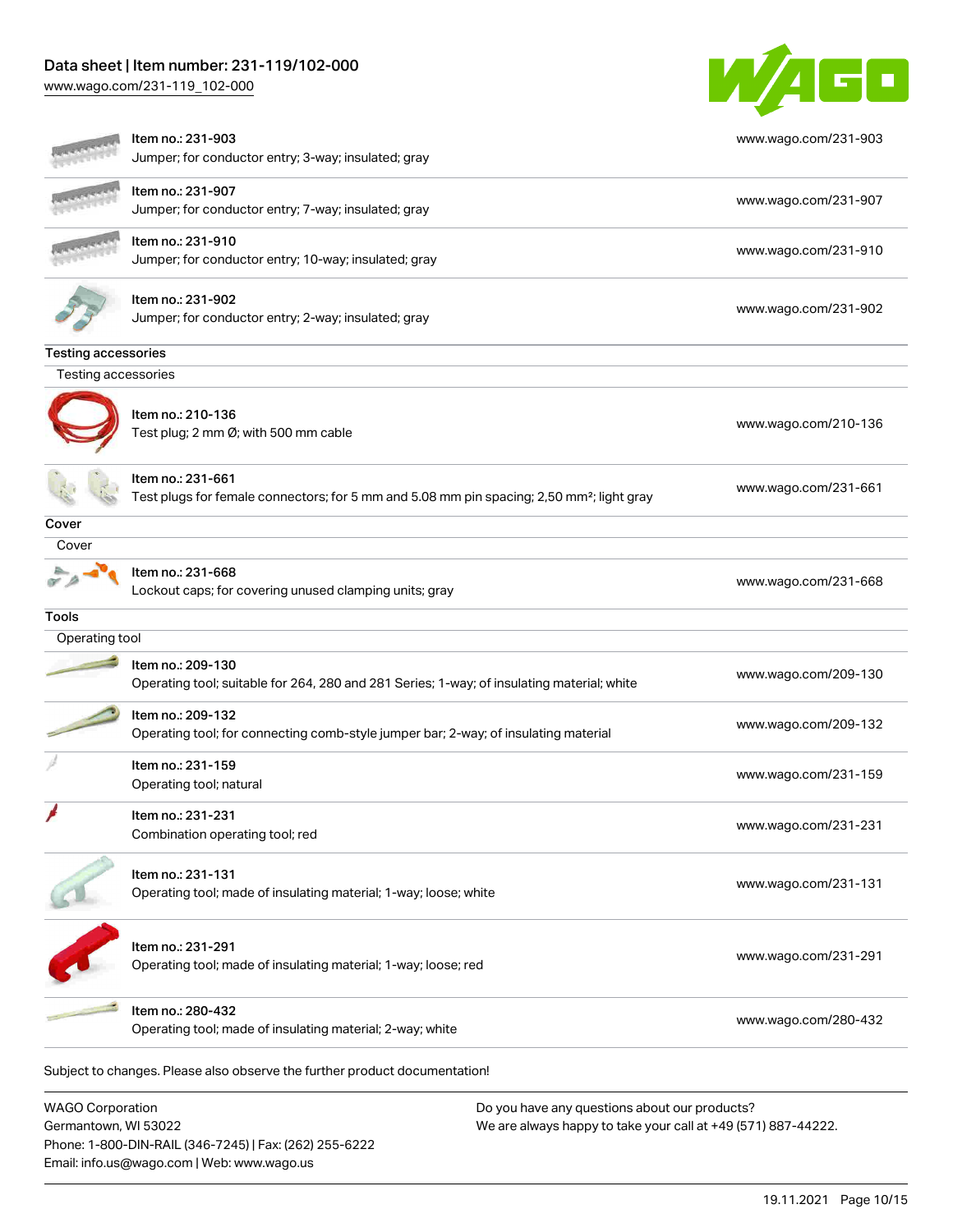| | | |
|---|---|---|
| | Item no.: 231-903<br>Jumper; for conductor entry; 3-way; insulated; gray | www.wago.com/231-903 |
| | Item no.: 231-907<br>Jumper; for conductor entry; 7-way; insulated; gray | www.wago.com/231-907 |
| | Item no.: 231-910<br>Jumper; for conductor entry; 10-way; insulated; gray | www.wago.com/231-910 |
| | Item no.: 231-902<br>Jumper; for conductor entry; 2-way; insulated; gray | www.wago.com/231-902 |

**Testing accessories**

Testing accessories

| | | |
|---|---|---|
| | Item no.: 210-136<br>Test plug; 2 mm Ø; with 500 mm cable | www.wago.com/210-136 |
| | Item no.: 231-661<br>Test plugs for female connectors; for 5 mm and 5.08 mm pin spacing; 2,50 mm²; light gray | www.wago.com/231-661 |

**Cover**

Cover

| | | |
|---|---|---|
| | Item no.: 231-668<br>Lockout caps; for covering unused clamping units; gray | www.wago.com/231-668 |

**Tools**

Operating tool

| | | |
|---|---|---|
| | Item no.: 209-130<br>Operating tool; suitable for 264, 280 and 281 Series; 1-way; of insulating material; white | www.wago.com/209-130 |
| | Item no.: 209-132<br>Operating tool; for connecting comb-style jumper bar; 2-way; of insulating material | www.wago.com/209-132 |
| | Item no.: 231-159<br>Operating tool; natural | www.wago.com/231-159 |
| | Item no.: 231-231<br>Combination operating tool; red | www.wago.com/231-231 |
| | Item no.: 231-131<br>Operating tool; made of insulating material; 1-way; loose; white | www.wago.com/231-131 |
| | Item no.: 231-291<br>Operating tool; made of insulating material; 1-way; loose; red | www.wago.com/231-291 |
| | Item no.: 280-432<br>Operating tool; made of insulating material; 2-way; white | www.wago.com/280-432 |

Subject to changes. Please also observe the further product documentation!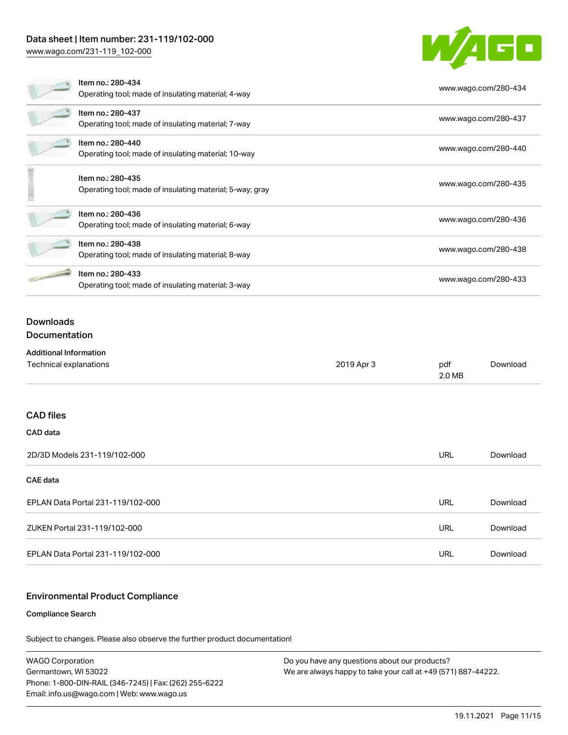| Item | Description | Link |
| --- | --- | --- |
| Item no.: 280-434 | Operating tool; made of insulating material; 4-way | www.wago.com/280-434 |
| Item no.: 280-437 | Operating tool; made of insulating material; 7-way | www.wago.com/280-437 |
| Item no.: 280-440 | Operating tool; made of insulating material; 10-way | www.wago.com/280-440 |
| Item no.: 280-435 | Operating tool; made of insulating material; 5-way; gray | www.wago.com/280-435 |
| Item no.: 280-436 | Operating tool; made of insulating material; 6-way | www.wago.com/280-436 |
| Item no.: 280-438 | Operating tool; made of insulating material; 8-way | www.wago.com/280-438 |
| Item no.: 280-433 | Operating tool; made of insulating material; 3-way | www.wago.com/280-433 |

## Downloads

### Documentation

**Additional Information**

| | | | |
| --- | --- | --- | --- |
| Technical explanations | 2019 Apr 3 | pdf 2.0 MB | Download |

### CAD files

**CAD data**

| | | |
| --- | --- | --- |
| 2D/3D Models 231-119/102-000 | URL | Download |

**CAE data**

| | | |
| --- | --- | --- |
| EPLAN Data Portal 231-119/102-000 | URL | Download |
| ZUKEN Portal 231-119/102-000 | URL | Download |
| EPLAN Data Portal 231-119/102-000 | URL | Download |

### Environmental Product Compliance

**Compliance Search**

Subject to changes. Please also observe the further product documentation!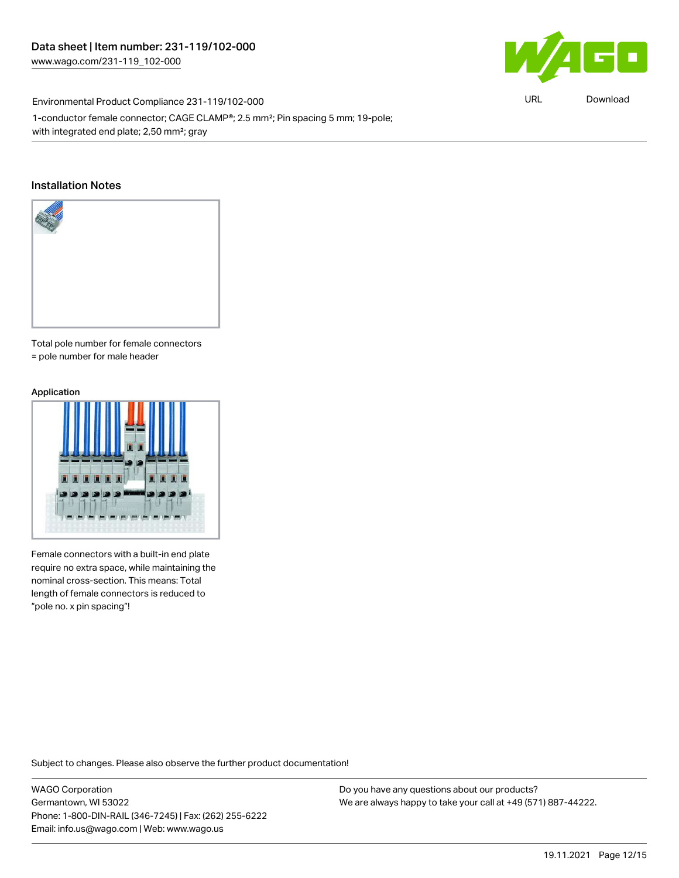Environmental Product Compliance 231-119/102-000

1-conductor female connector; CAGE CLAMP®; 2.5 mm²; Pin spacing 5 mm; 19-pole; with integrated end plate; 2,50 mm²; gray

## Installation Notes

Total pole number for female connectors = pole number for male header

### Application

Female connectors with a built-in end plate require no extra space, while maintaining the nominal cross-section. This means: Total length of female connectors is reduced to "pole no. x pin spacing"!

Subject to changes. Please also observe the further product documentation!

WAGO Corporation
Germantown, WI 53022
Phone: 1-800-DIN-RAIL (346-7245) | Fax: (262) 255-6222
Email: info.us@wago.com | Web: www.wago.us

Do you have any questions about our products?
We are always happy to take your call at +49 (571) 887-44222.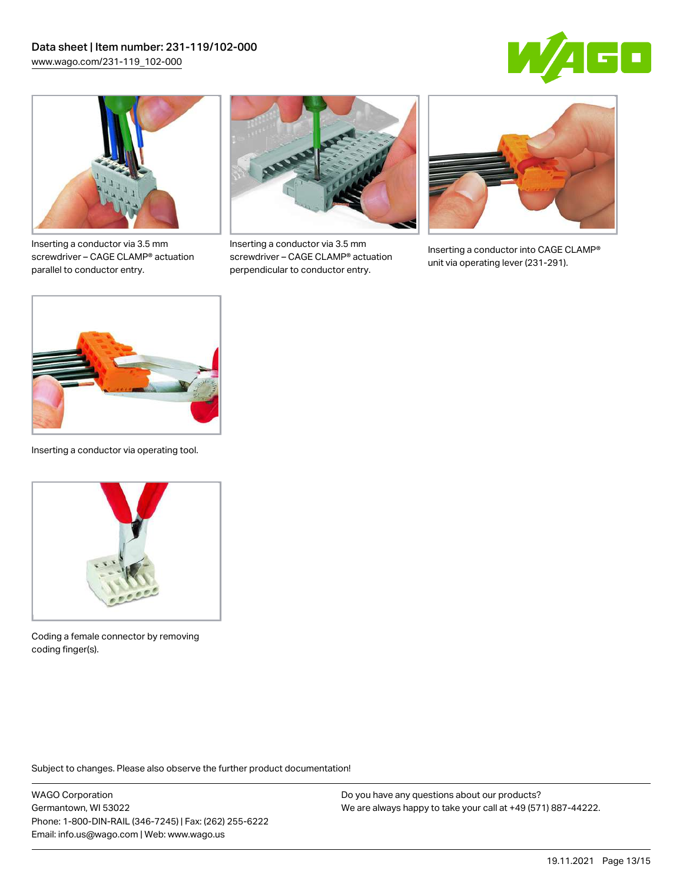Inserting a conductor via 3.5 mm screwdriver – CAGE CLAMP® actuation parallel to conductor entry.

Inserting a conductor via 3.5 mm screwdriver – CAGE CLAMP® actuation perpendicular to conductor entry.

Inserting a conductor into CAGE CLAMP® unit via operating lever (231-291).

Inserting a conductor via operating tool.

Coding a female connector by removing coding finger(s).

Subject to changes. Please also observe the further product documentation!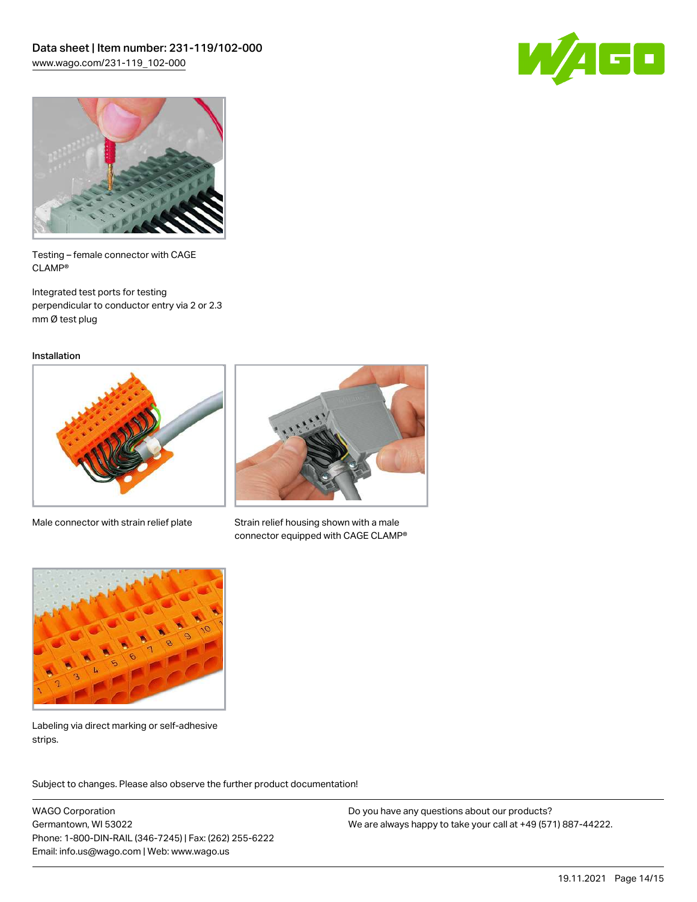Testing – female connector with CAGE CLAMP®

Integrated test ports for testing perpendicular to conductor entry via 2 or 2.3 mm Ø test plug

Installation

Male connector with strain relief plate

Strain relief housing shown with a male connector equipped with CAGE CLAMP®

Labeling via direct marking or self-adhesive strips.

Subject to changes. Please also observe the further product documentation!

WAGO Corporation
Germantown, WI 53022
Phone: 1-800-DIN-RAIL (346-7245) | Fax: (262) 255-6222
Email: info.us@wago.com | Web: www.wago.us

Do you have any questions about our products?
We are always happy to take your call at +49 (571) 887-44222.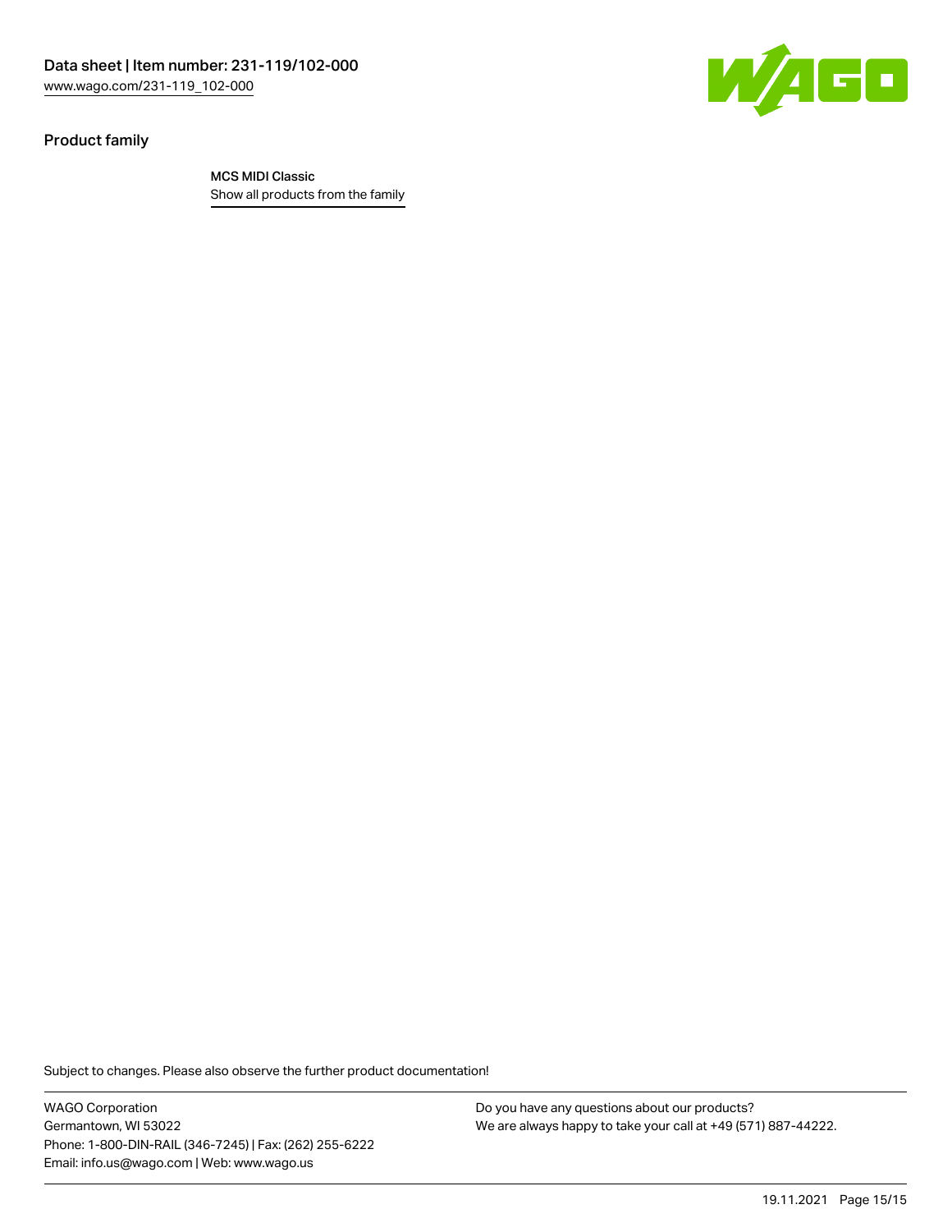Product family

MCS MIDI Classic
Show all products from the family

Subject to changes. Please also observe the further product documentation!

WAGO Corporation
Germantown, WI 53022
Phone: 1-800-DIN-RAIL (346-7245) | Fax: (262) 255-6222
Email: info.us@wago.com | Web: www.wago.us

Do you have any questions about our products?
We are always happy to take your call at +49 (571) 887-44222.